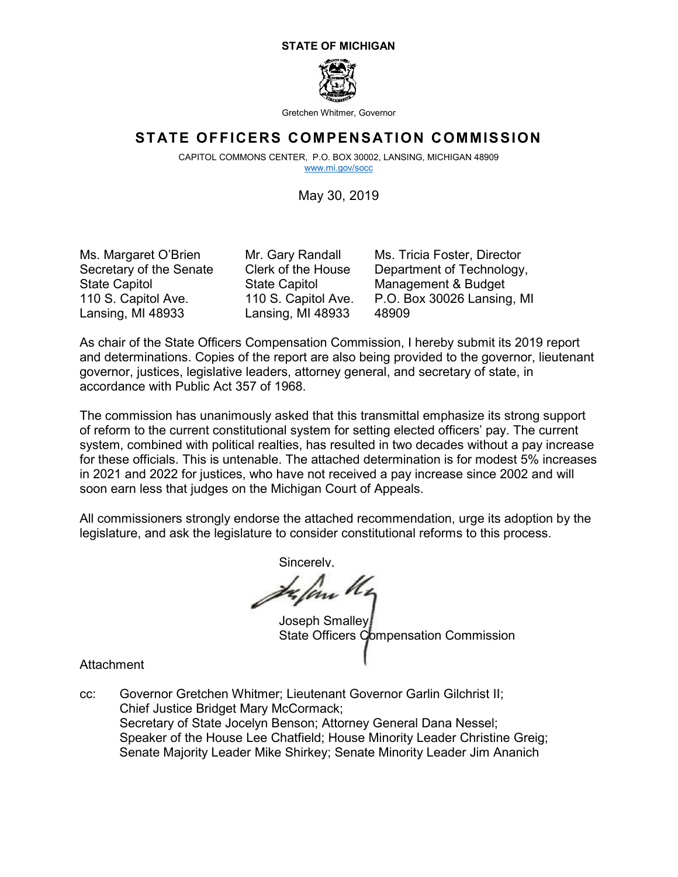**STATE OF MICHIGAN**

Gretchen Whitmer, Governor

# STATE OFFICERS COMPENSATION COMMISSION

CAPITOL COMMONS CENTER, P.O. BOX 30002, LANSING, MICHIGAN 48909
www.mi.gov/socc

May 30, 2019

Ms. Margaret O'Brien
Secretary of the Senate
State Capitol
110 S. Capitol Ave.
Lansing, MI 48933

Mr. Gary Randall
Clerk of the House
State Capitol
110 S. Capitol Ave.
Lansing, MI 48933

Ms. Tricia Foster, Director
Department of Technology,
Management & Budget
P.O. Box 30026 Lansing, MI
48909

As chair of the State Officers Compensation Commission, I hereby submit its 2019 report and determinations. Copies of the report are also being provided to the governor, lieutenant governor, justices, legislative leaders, attorney general, and secretary of state, in accordance with Public Act 357 of 1968.

The commission has unanimously asked that this transmittal emphasize its strong support of reform to the current constitutional system for setting elected officers' pay. The current system, combined with political realties, has resulted in two decades without a pay increase for these officials. This is untenable. The attached determination is for modest 5% increases in 2021 and 2022 for justices, who have not received a pay increase since 2002 and will soon earn less that judges on the Michigan Court of Appeals.

All commissioners strongly endorse the attached recommendation, urge its adoption by the legislature, and ask the legislature to consider constitutional reforms to this process.

Sincerely,

Joseph Smalley
State Officers Compensation Commission

Attachment

cc: Governor Gretchen Whitmer; Lieutenant Governor Garlin Gilchrist II;
Chief Justice Bridget Mary McCormack;
Secretary of State Jocelyn Benson; Attorney General Dana Nessel;
Speaker of the House Lee Chatfield; House Minority Leader Christine Greig;
Senate Majority Leader Mike Shirkey; Senate Minority Leader Jim Ananich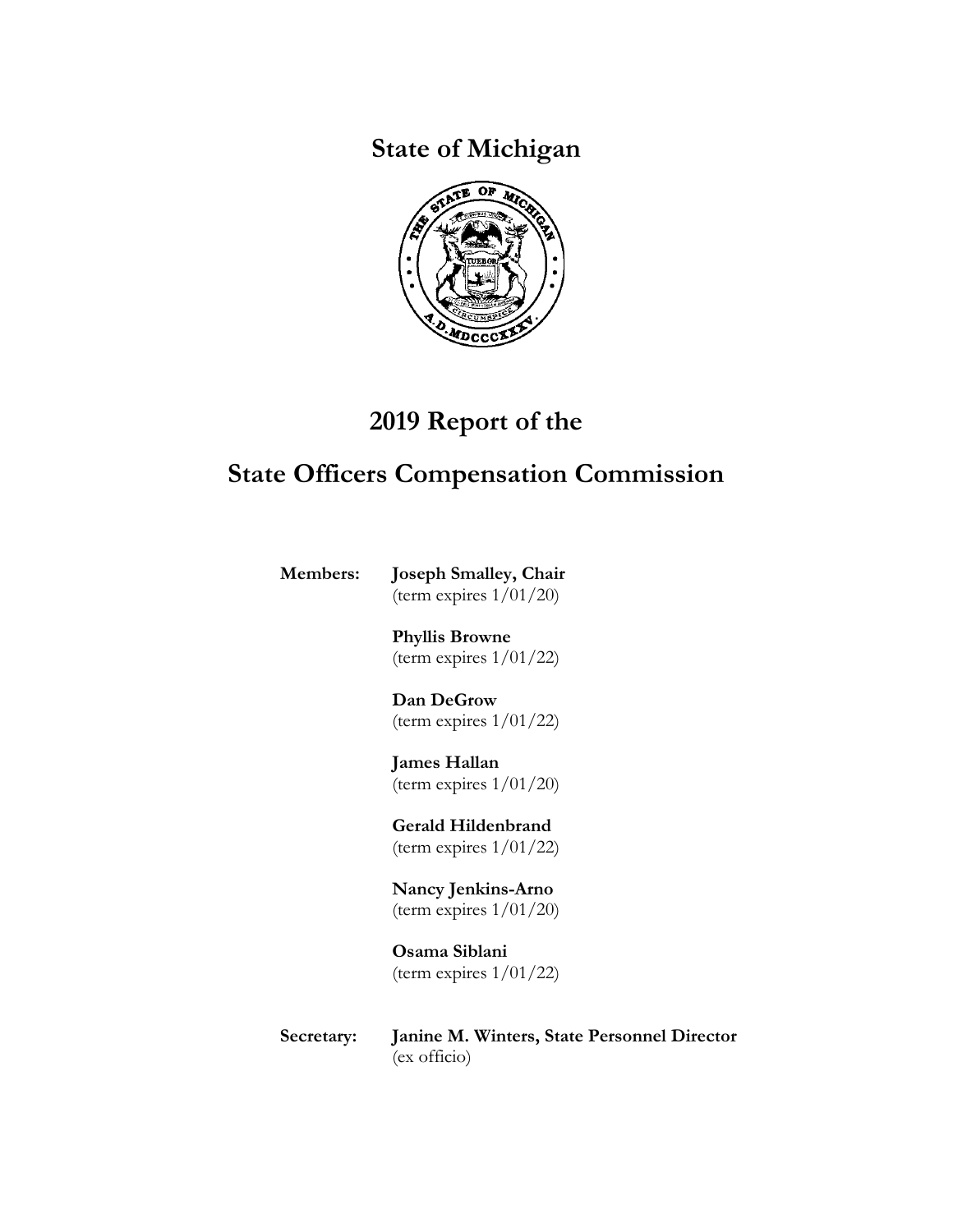# State of Michigan

# 2019 Report of the

# State Officers Compensation Commission

**Members:**

**Joseph Smalley, Chair**
(term expires 1/01/20)

**Phyllis Browne**
(term expires 1/01/22)

**Dan DeGrow**
(term expires 1/01/22)

**James Hallan**
(term expires 1/01/20)

**Gerald Hildenbrand**
(term expires 1/01/22)

**Nancy Jenkins-Arno**
(term expires 1/01/20)

**Osama Siblani**
(term expires 1/01/22)

**Secretary:**

**Janine M. Winters, State Personnel Director**
(ex officio)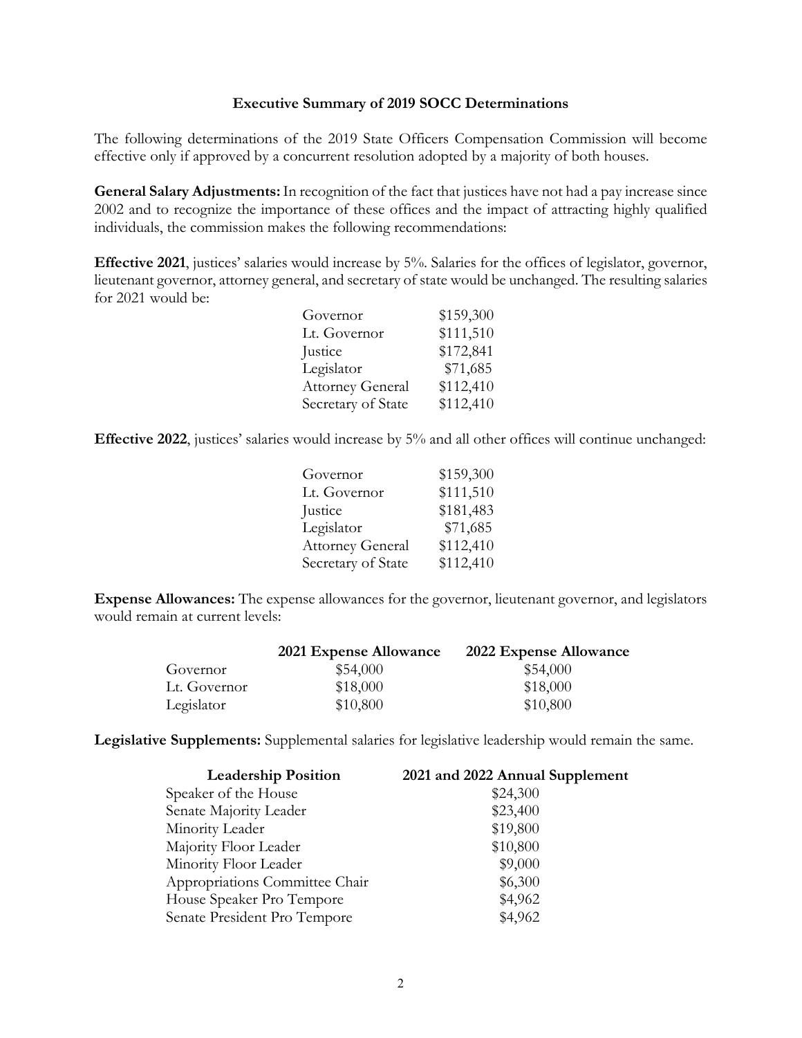**Executive Summary of 2019 SOCC Determinations**

The following determinations of the 2019 State Officers Compensation Commission will become effective only if approved by a concurrent resolution adopted by a majority of both houses.

**General Salary Adjustments:** In recognition of the fact that justices have not had a pay increase since 2002 and to recognize the importance of these offices and the impact of attracting highly qualified individuals, the commission makes the following recommendations:

**Effective 2021**, justices' salaries would increase by 5%. Salaries for the offices of legislator, governor, lieutenant governor, attorney general, and secretary of state would be unchanged. The resulting salaries for 2021 would be:

| Office | Salary |
|---|---|
| Governor | $159,300 |
| Lt. Governor | $111,510 |
| Justice | $172,841 |
| Legislator | $71,685 |
| Attorney General | $112,410 |
| Secretary of State | $112,410 |

**Effective 2022**, justices' salaries would increase by 5% and all other offices will continue unchanged:

| Office | Salary |
|---|---|
| Governor | $159,300 |
| Lt. Governor | $111,510 |
| Justice | $181,483 |
| Legislator | $71,685 |
| Attorney General | $112,410 |
| Secretary of State | $112,410 |

**Expense Allowances:** The expense allowances for the governor, lieutenant governor, and legislators would remain at current levels:

| | 2021 Expense Allowance | 2022 Expense Allowance |
|---|---|---|
| Governor | $54,000 | $54,000 |
| Lt. Governor | $18,000 | $18,000 |
| Legislator | $10,800 | $10,800 |

**Legislative Supplements:** Supplemental salaries for legislative leadership would remain the same.

| Leadership Position | 2021 and 2022 Annual Supplement |
|---|---|
| Speaker of the House | $24,300 |
| Senate Majority Leader | $23,400 |
| Minority Leader | $19,800 |
| Majority Floor Leader | $10,800 |
| Minority Floor Leader | $9,000 |
| Appropriations Committee Chair | $6,300 |
| House Speaker Pro Tempore | $4,962 |
| Senate President Pro Tempore | $4,962 |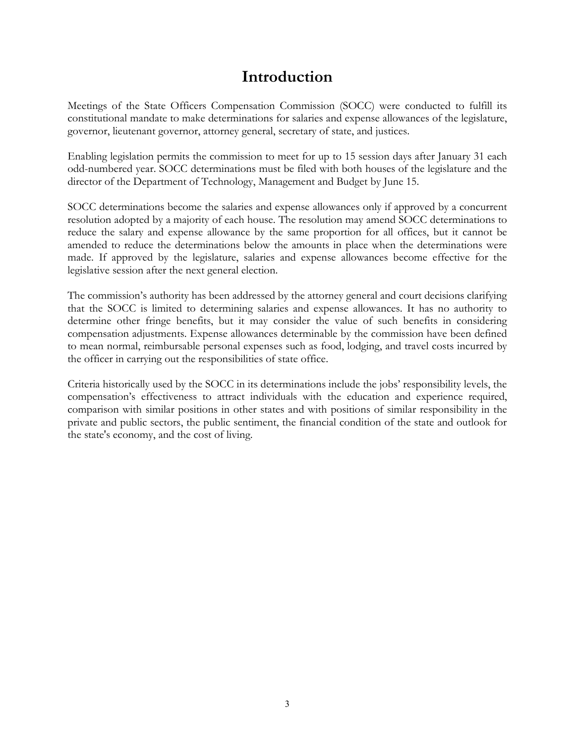# Introduction

Meetings of the State Officers Compensation Commission (SOCC) were conducted to fulfill its constitutional mandate to make determinations for salaries and expense allowances of the legislature, governor, lieutenant governor, attorney general, secretary of state, and justices.

Enabling legislation permits the commission to meet for up to 15 session days after January 31 each odd-numbered year. SOCC determinations must be filed with both houses of the legislature and the director of the Department of Technology, Management and Budget by June 15.

SOCC determinations become the salaries and expense allowances only if approved by a concurrent resolution adopted by a majority of each house. The resolution may amend SOCC determinations to reduce the salary and expense allowance by the same proportion for all offices, but it cannot be amended to reduce the determinations below the amounts in place when the determinations were made. If approved by the legislature, salaries and expense allowances become effective for the legislative session after the next general election.

The commission's authority has been addressed by the attorney general and court decisions clarifying that the SOCC is limited to determining salaries and expense allowances. It has no authority to determine other fringe benefits, but it may consider the value of such benefits in considering compensation adjustments. Expense allowances determinable by the commission have been defined to mean normal, reimbursable personal expenses such as food, lodging, and travel costs incurred by the officer in carrying out the responsibilities of state office.

Criteria historically used by the SOCC in its determinations include the jobs' responsibility levels, the compensation's effectiveness to attract individuals with the education and experience required, comparison with similar positions in other states and with positions of similar responsibility in the private and public sectors, the public sentiment, the financial condition of the state and outlook for the state's economy, and the cost of living.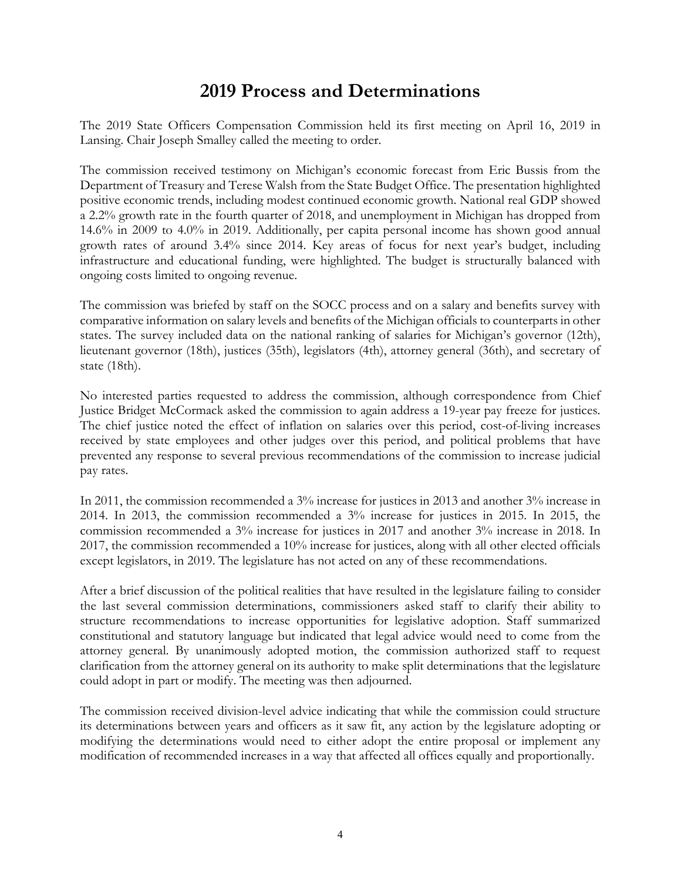# 2019 Process and Determinations

The 2019 State Officers Compensation Commission held its first meeting on April 16, 2019 in Lansing. Chair Joseph Smalley called the meeting to order.

The commission received testimony on Michigan's economic forecast from Eric Bussis from the Department of Treasury and Terese Walsh from the State Budget Office. The presentation highlighted positive economic trends, including modest continued economic growth. National real GDP showed a 2.2% growth rate in the fourth quarter of 2018, and unemployment in Michigan has dropped from 14.6% in 2009 to 4.0% in 2019. Additionally, per capita personal income has shown good annual growth rates of around 3.4% since 2014. Key areas of focus for next year's budget, including infrastructure and educational funding, were highlighted. The budget is structurally balanced with ongoing costs limited to ongoing revenue.

The commission was briefed by staff on the SOCC process and on a salary and benefits survey with comparative information on salary levels and benefits of the Michigan officials to counterparts in other states. The survey included data on the national ranking of salaries for Michigan's governor (12th), lieutenant governor (18th), justices (35th), legislators (4th), attorney general (36th), and secretary of state (18th).

No interested parties requested to address the commission, although correspondence from Chief Justice Bridget McCormack asked the commission to again address a 19-year pay freeze for justices. The chief justice noted the effect of inflation on salaries over this period, cost-of-living increases received by state employees and other judges over this period, and political problems that have prevented any response to several previous recommendations of the commission to increase judicial pay rates.

In 2011, the commission recommended a 3% increase for justices in 2013 and another 3% increase in 2014. In 2013, the commission recommended a 3% increase for justices in 2015. In 2015, the commission recommended a 3% increase for justices in 2017 and another 3% increase in 2018. In 2017, the commission recommended a 10% increase for justices, along with all other elected officials except legislators, in 2019. The legislature has not acted on any of these recommendations.

After a brief discussion of the political realities that have resulted in the legislature failing to consider the last several commission determinations, commissioners asked staff to clarify their ability to structure recommendations to increase opportunities for legislative adoption. Staff summarized constitutional and statutory language but indicated that legal advice would need to come from the attorney general. By unanimously adopted motion, the commission authorized staff to request clarification from the attorney general on its authority to make split determinations that the legislature could adopt in part or modify. The meeting was then adjourned.

The commission received division-level advice indicating that while the commission could structure its determinations between years and officers as it saw fit, any action by the legislature adopting or modifying the determinations would need to either adopt the entire proposal or implement any modification of recommended increases in a way that affected all offices equally and proportionally.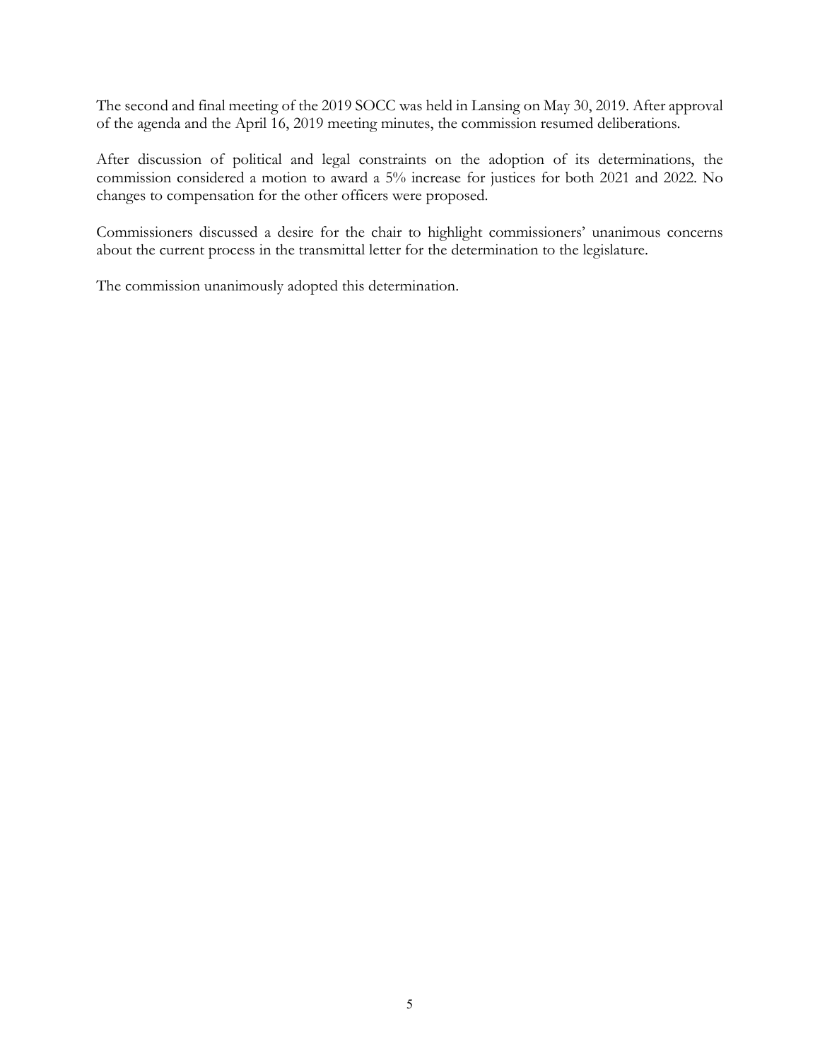The second and final meeting of the 2019 SOCC was held in Lansing on May 30, 2019. After approval of the agenda and the April 16, 2019 meeting minutes, the commission resumed deliberations.

After discussion of political and legal constraints on the adoption of its determinations, the commission considered a motion to award a 5% increase for justices for both 2021 and 2022. No changes to compensation for the other officers were proposed.

Commissioners discussed a desire for the chair to highlight commissioners' unanimous concerns about the current process in the transmittal letter for the determination to the legislature.

The commission unanimously adopted this determination.